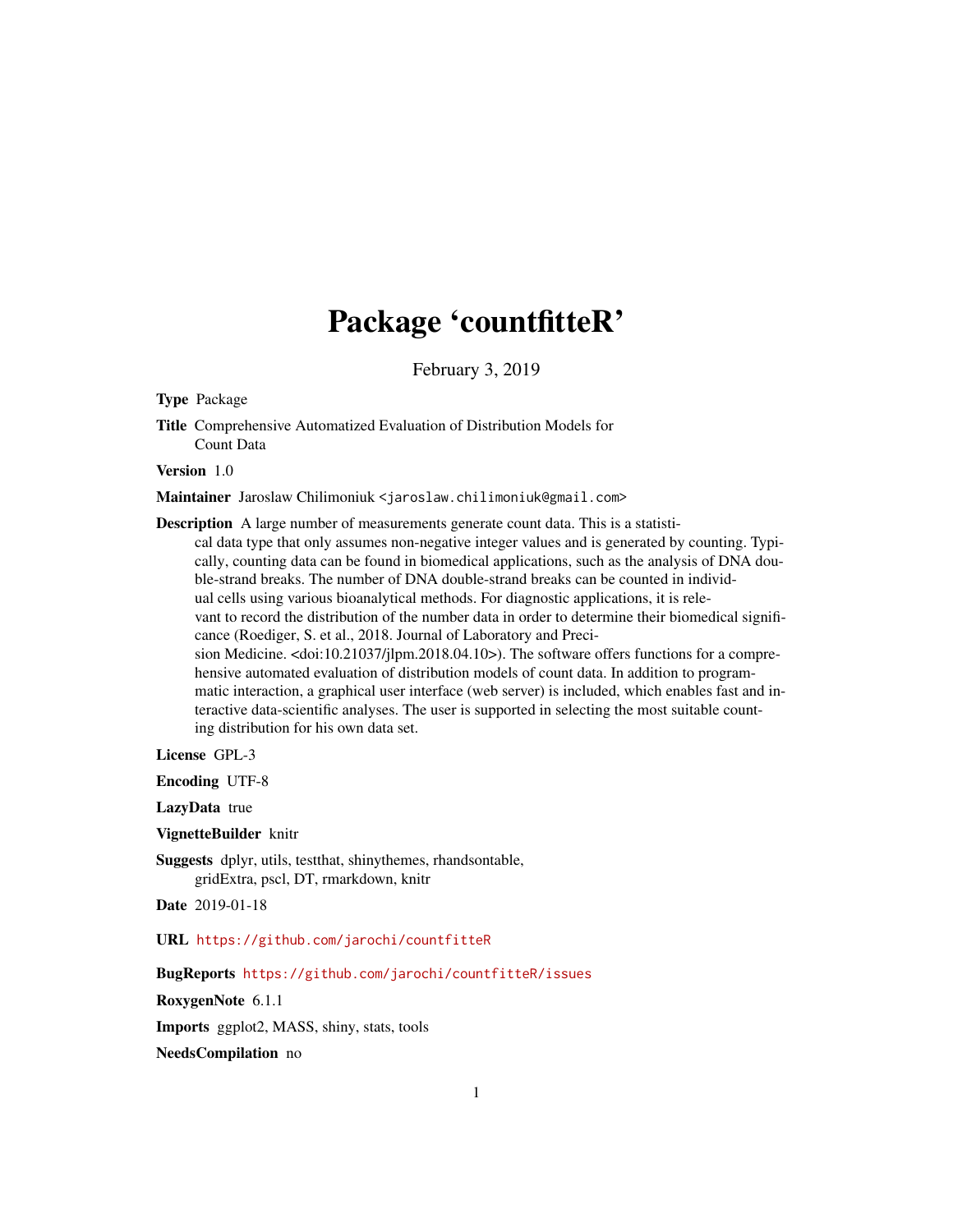# Package 'countfitteR'

February 3, 2019

**Type** Package

**Title** Comprehensive Automatized Evaluation of Distribution Models for Count Data

**Version** 1.0

**Maintainer** Jaroslaw Chilimoniuk <jaroslaw.chilimoniuk@gmail.com>

**Description** A large number of measurements generate count data. This is a statistical data type that only assumes non-negative integer values and is generated by counting. Typically, counting data can be found in biomedical applications, such as the analysis of DNA double-strand breaks. The number of DNA double-strand breaks can be counted in individual cells using various bioanalytical methods. For diagnostic applications, it is relevant to record the distribution of the number data in order to determine their biomedical significance (Roediger, S. et al., 2018. Journal of Laboratory and Precision Medicine. <doi:10.21037/jlpm.2018.04.10>). The software offers functions for a comprehensive automated evaluation of distribution models of count data. In addition to programmatic interaction, a graphical user interface (web server) is included, which enables fast and interactive data-scientific analyses. The user is supported in selecting the most suitable counting distribution for his own data set.

**License** GPL-3

**Encoding** UTF-8

**LazyData** true

**VignetteBuilder** knitr

**Suggests** dplyr, utils, testthat, shinythemes, rhandsontable, gridExtra, pscl, DT, rmarkdown, knitr

**Date** 2019-01-18

**URL** https://github.com/jarochi/countfitteR

**BugReports** https://github.com/jarochi/countfitteR/issues

**RoxygenNote** 6.1.1

**Imports** ggplot2, MASS, shiny, stats, tools

**NeedsCompilation** no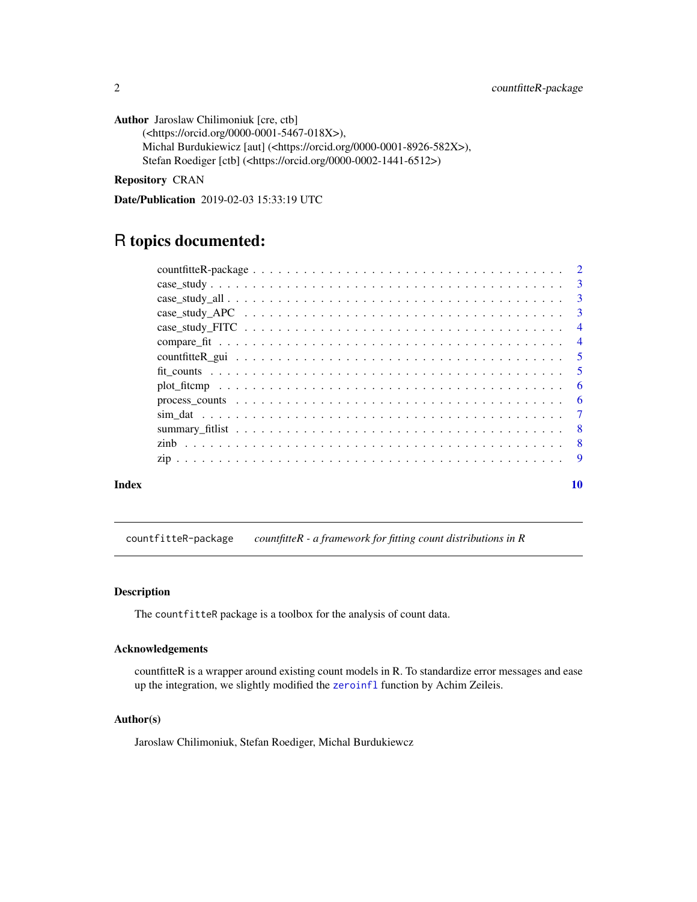**Author** Jaroslaw Chilimoniuk [cre, ctb] (<https://orcid.org/0000-0001-5467-018X>), Michal Burdukiewicz [aut] (<https://orcid.org/0000-0001-8926-582X>), Stefan Roediger [ctb] (<https://orcid.org/0000-0002-1441-6512>)

**Repository** CRAN

**Date/Publication** 2019-02-03 15:33:19 UTC

# R topics documented:

- countfitteR-package . . . . . . . . . . . . . . . . . . . . . . . . . . . . . . . . . . . . 2
- case_study . . . . . . . . . . . . . . . . . . . . . . . . . . . . . . . . . . . . . . . . . 3
- case_study_all . . . . . . . . . . . . . . . . . . . . . . . . . . . . . . . . . . . . . . . 3
- case_study_APC . . . . . . . . . . . . . . . . . . . . . . . . . . . . . . . . . . . . . . 3
- case_study_FITC . . . . . . . . . . . . . . . . . . . . . . . . . . . . . . . . . . . . . . 4
- compare_fit . . . . . . . . . . . . . . . . . . . . . . . . . . . . . . . . . . . . . . . . 4
- countfitteR_gui . . . . . . . . . . . . . . . . . . . . . . . . . . . . . . . . . . . . . . 5
- fit_counts . . . . . . . . . . . . . . . . . . . . . . . . . . . . . . . . . . . . . . . . . 5
- plot_fitcmp . . . . . . . . . . . . . . . . . . . . . . . . . . . . . . . . . . . . . . . . 6
- process_counts . . . . . . . . . . . . . . . . . . . . . . . . . . . . . . . . . . . . . . 6
- sim_dat . . . . . . . . . . . . . . . . . . . . . . . . . . . . . . . . . . . . . . . . . . 7
- summary_fitlist . . . . . . . . . . . . . . . . . . . . . . . . . . . . . . . . . . . . . . 8
- zinb . . . . . . . . . . . . . . . . . . . . . . . . . . . . . . . . . . . . . . . . . . . . 8
- zip . . . . . . . . . . . . . . . . . . . . . . . . . . . . . . . . . . . . . . . . . . . . . 9

**Index** 10

---

## countfitteR-package *countfitteR - a framework for fitting count distributions in R*

---

### Description

The `countfitteR` package is a toolbox for the analysis of count data.

### Acknowledgements

countfitteR is a wrapper around existing count models in R. To standardize error messages and ease up the integration, we slightly modified the `zeroinfl` function by Achim Zeileis.

### Author(s)

Jaroslaw Chilimoniuk, Stefan Roediger, Michal Burdukiewcz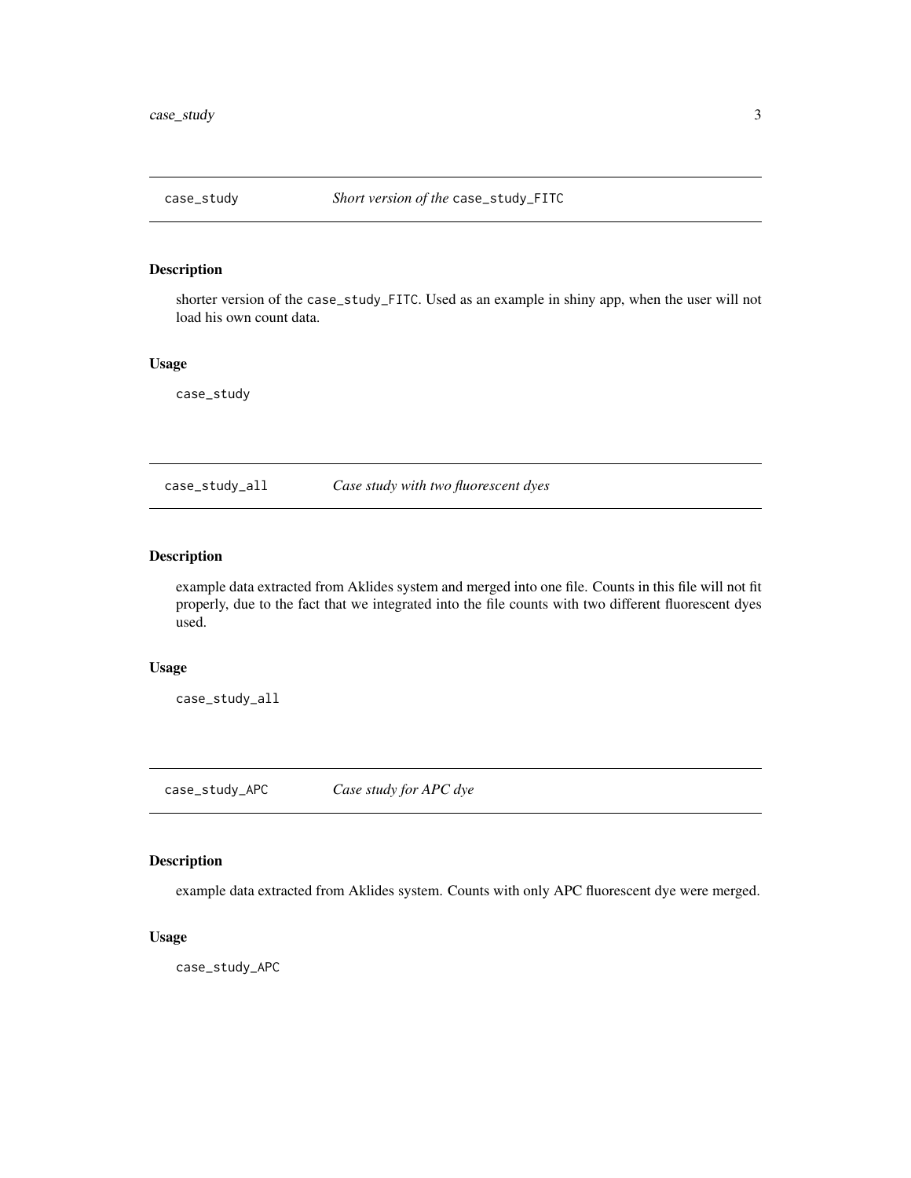## case_study — *Short version of the* `case_study_FITC`

### Description

shorter version of the `case_study_FITC`. Used as an example in shiny app, when the user will not load his own count data.

### Usage

```
case_study
```

## case_study_all — *Case study with two fluorescent dyes*

### Description

example data extracted from Aklides system and merged into one file. Counts in this file will not fit properly, due to the fact that we integrated into the file counts with two different fluorescent dyes used.

### Usage

```
case_study_all
```

## case_study_APC — *Case study for APC dye*

### Description

example data extracted from Aklides system. Counts with only APC fluorescent dye were merged.

### Usage

```
case_study_APC
```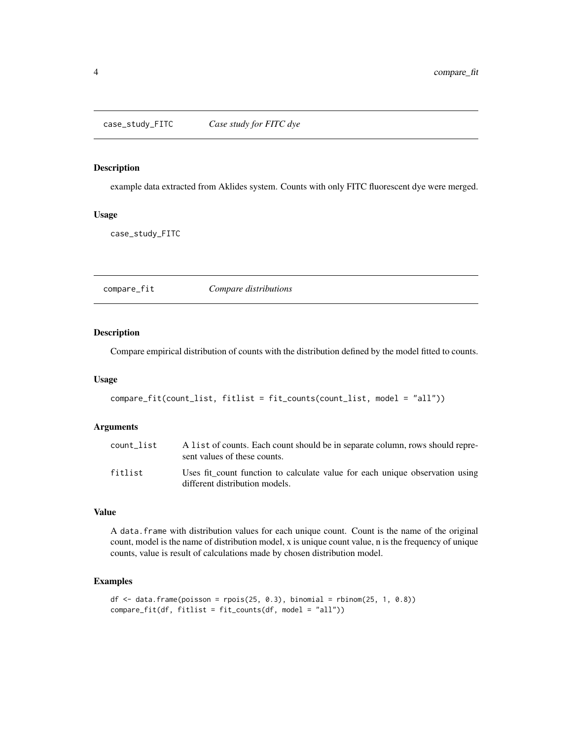## case_study_FITC — *Case study for FITC dye*

### Description

example data extracted from Aklides system. Counts with only FITC fluorescent dye were merged.

### Usage

```
case_study_FITC
```

## compare_fit — *Compare distributions*

### Description

Compare empirical distribution of counts with the distribution defined by the model fitted to counts.

### Usage

```
compare_fit(count_list, fitlist = fit_counts(count_list, model = "all"))
```

### Arguments

| | |
|---|---|
| count_list | A `list` of counts. Each count should be in separate column, rows should represent values of these counts. |
| fitlist | Uses fit_count function to calculate value for each unique observation using different distribution models. |

### Value

A `data.frame` with distribution values for each unique count. Count is the name of the original count, model is the name of distribution model, x is unique count value, n is the frequency of unique counts, value is result of calculations made by chosen distribution model.

### Examples

```
df <- data.frame(poisson = rpois(25, 0.3), binomial = rbinom(25, 1, 0.8))
compare_fit(df, fitlist = fit_counts(df, model = "all"))
```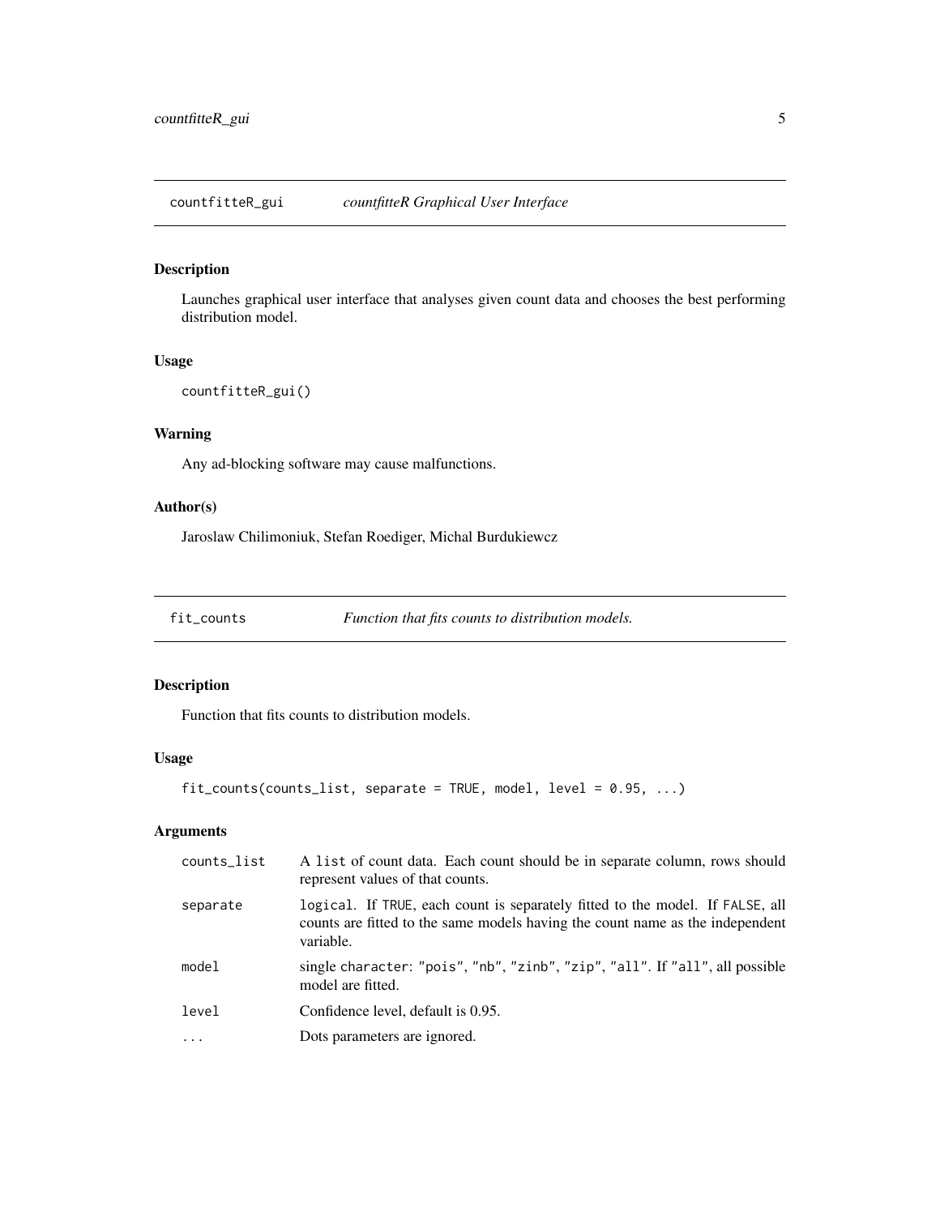## countfitteR_gui — *countfitteR Graphical User Interface*

### Description

Launches graphical user interface that analyses given count data and chooses the best performing distribution model.

### Usage

```
countfitteR_gui()
```

### Warning

Any ad-blocking software may cause malfunctions.

### Author(s)

Jaroslaw Chilimoniuk, Stefan Roediger, Michal Burdukiewcz

## fit_counts — *Function that fits counts to distribution models.*

### Description

Function that fits counts to distribution models.

### Usage

```
fit_counts(counts_list, separate = TRUE, model, level = 0.95, ...)
```

### Arguments

| | |
|---|---|
| `counts_list` | A `list` of count data. Each count should be in separate column, rows should represent values of that counts. |
| `separate` | `logical`. If `TRUE`, each count is separately fitted to the model. If `FALSE`, all counts are fitted to the same models having the count name as the independent variable. |
| `model` | single `character`: `"pois"`, `"nb"`, `"zinb"`, `"zip"`, `"all"`. If `"all"`, all possible model are fitted. |
| `level` | Confidence level, default is 0.95. |
| `...` | Dots parameters are ignored. |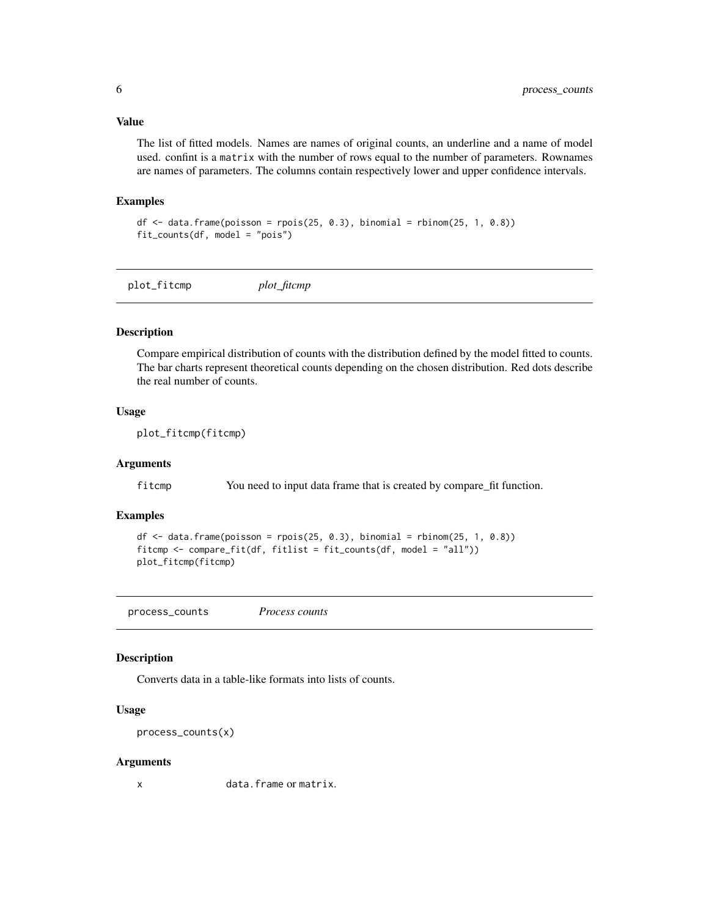### Value

The list of fitted models. Names are names of original counts, an underline and a name of model used. confint is a `matrix` with the number of rows equal to the number of parameters. Rownames are names of parameters. The columns contain respectively lower and upper confidence intervals.

### Examples

```
df <- data.frame(poisson = rpois(25, 0.3), binomial = rbinom(25, 1, 0.8))
fit_counts(df, model = "pois")
```

---

## plot_fitcmp          *plot_fitcmp*

---

### Description

Compare empirical distribution of counts with the distribution defined by the model fitted to counts. The bar charts represent theoretical counts depending on the chosen distribution. Red dots describe the real number of counts.

### Usage

```
plot_fitcmp(fitcmp)
```

### Arguments

| | |
|---|---|
| `fitcmp` | You need to input data frame that is created by compare_fit function. |

### Examples

```
df <- data.frame(poisson = rpois(25, 0.3), binomial = rbinom(25, 1, 0.8))
fitcmp <- compare_fit(df, fitlist = fit_counts(df, model = "all"))
plot_fitcmp(fitcmp)
```

---

## process_counts          *Process counts*

---

### Description

Converts data in a table-like formats into lists of counts.

### Usage

```
process_counts(x)
```

### Arguments

| | |
|---|---|
| `x` | `data.frame` or `matrix`. |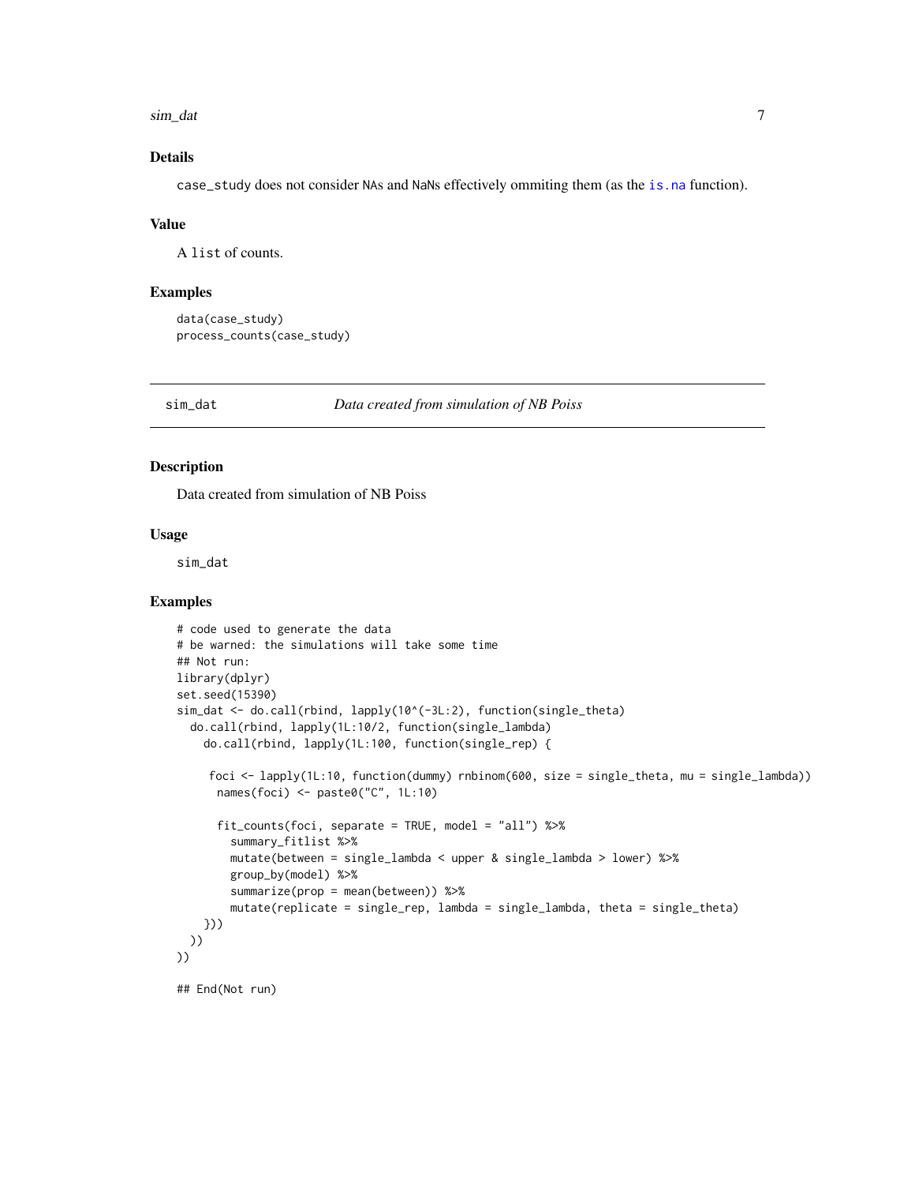### Details

case_study does not consider NAs and NaNs effectively ommiting them (as the is.na function).

### Value

A list of counts.

### Examples

```
data(case_study)
process_counts(case_study)
```

---

## sim_dat    *Data created from simulation of NB Poiss*

### Description

Data created from simulation of NB Poiss

### Usage

```
sim_dat
```

### Examples

```
# code used to generate the data
# be warned: the simulations will take some time
## Not run:
library(dplyr)
set.seed(15390)
sim_dat <- do.call(rbind, lapply(10^(-3L:2), function(single_theta)
  do.call(rbind, lapply(1L:10/2, function(single_lambda)
    do.call(rbind, lapply(1L:100, function(single_rep) {

     foci <- lapply(1L:10, function(dummy) rnbinom(600, size = single_theta, mu = single_lambda))
      names(foci) <- paste0("C", 1L:10)

      fit_counts(foci, separate = TRUE, model = "all") %>%
        summary_fitlist %>%
        mutate(between = single_lambda < upper & single_lambda > lower) %>%
        group_by(model) %>%
        summarize(prop = mean(between)) %>%
        mutate(replicate = single_rep, lambda = single_lambda, theta = single_theta)
    }))
  ))
))

## End(Not run)
```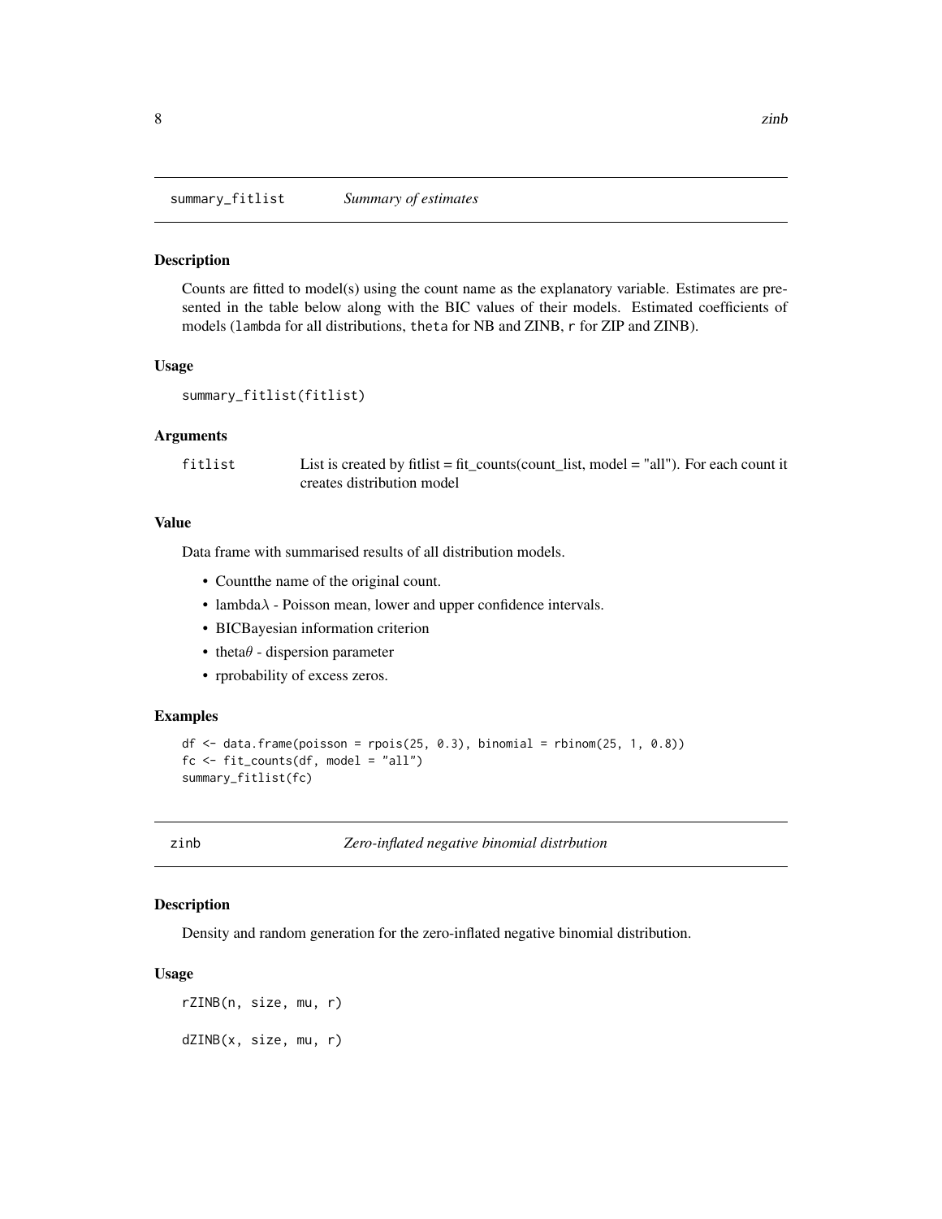## summary_fitlist *Summary of estimates*

### Description

Counts are fitted to model(s) using the count name as the explanatory variable. Estimates are presented in the table below along with the BIC values of their models. Estimated coefficients of models (lambda for all distributions, theta for NB and ZINB, r for ZIP and ZINB).

### Usage

```
summary_fitlist(fitlist)
```

### Arguments

| | |
|---|---|
| fitlist | List is created by fitlist = fit_counts(count_list, model = "all"). For each count it creates distribution model |

### Value

Data frame with summarised results of all distribution models.

- Countthe name of the original count.
- lambda$\lambda$ - Poisson mean, lower and upper confidence intervals.
- BICBayesian information criterion
- theta$\theta$ - dispersion parameter
- rprobability of excess zeros.

### Examples

```
df <- data.frame(poisson = rpois(25, 0.3), binomial = rbinom(25, 1, 0.8))
fc <- fit_counts(df, model = "all")
summary_fitlist(fc)
```

## zinb *Zero-inflated negative binomial distrbution*

### Description

Density and random generation for the zero-inflated negative binomial distribution.

### Usage

```
rZINB(n, size, mu, r)

dZINB(x, size, mu, r)
```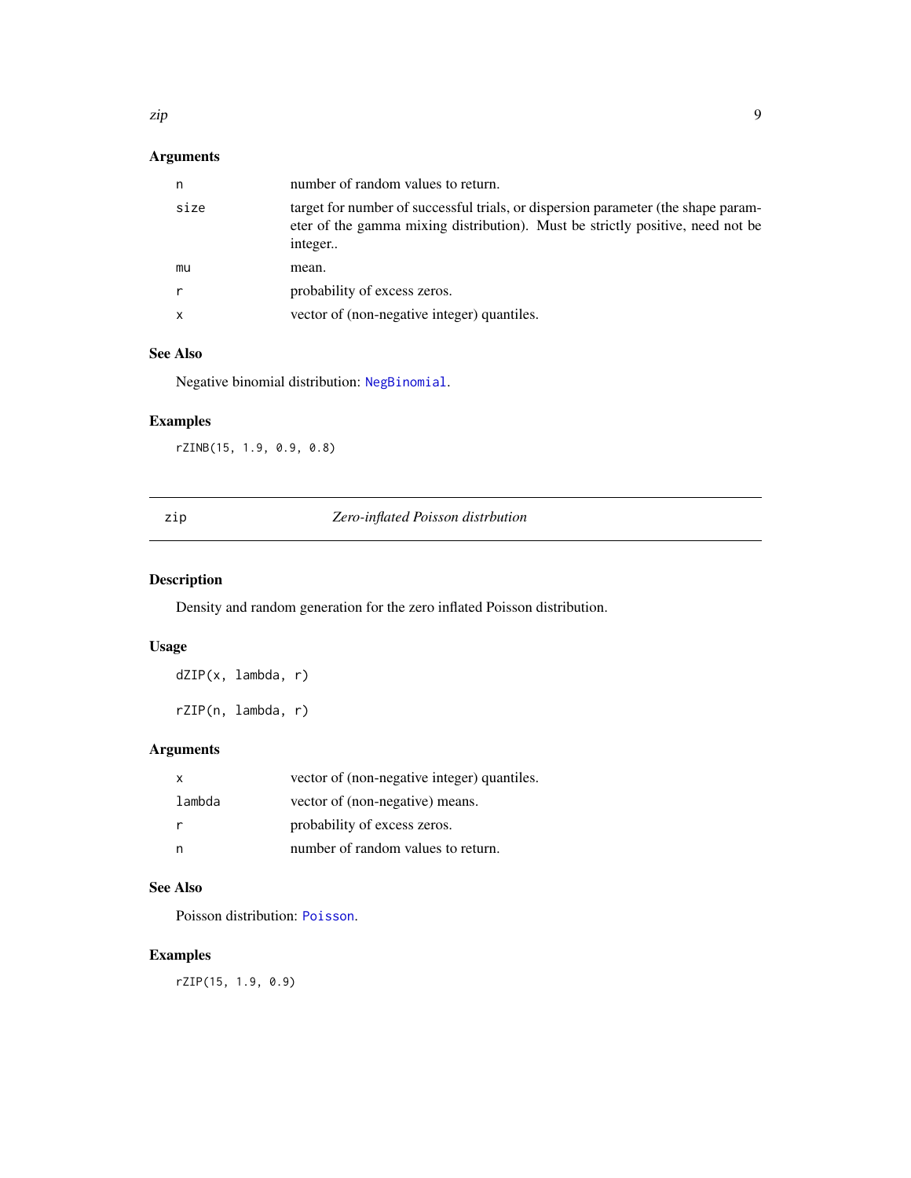### Arguments

| | |
|---|---|
| `n` | number of random values to return. |
| `size` | target for number of successful trials, or dispersion parameter (the shape parameter of the gamma mixing distribution). Must be strictly positive, need not be integer.. |
| `mu` | mean. |
| `r` | probability of excess zeros. |
| `x` | vector of (non-negative integer) quantiles. |

### See Also

Negative binomial distribution: `NegBinomial`.

### Examples

```
rZINB(15, 1.9, 0.9, 0.8)
```

---

## zip *Zero-inflated Poisson distrbution*

---

### Description

Density and random generation for the zero inflated Poisson distribution.

### Usage

```
dZIP(x, lambda, r)

rZIP(n, lambda, r)
```

### Arguments

| | |
|---|---|
| `x` | vector of (non-negative integer) quantiles. |
| `lambda` | vector of (non-negative) means. |
| `r` | probability of excess zeros. |
| `n` | number of random values to return. |

### See Also

Poisson distribution: `Poisson`.

### Examples

```
rZIP(15, 1.9, 0.9)
```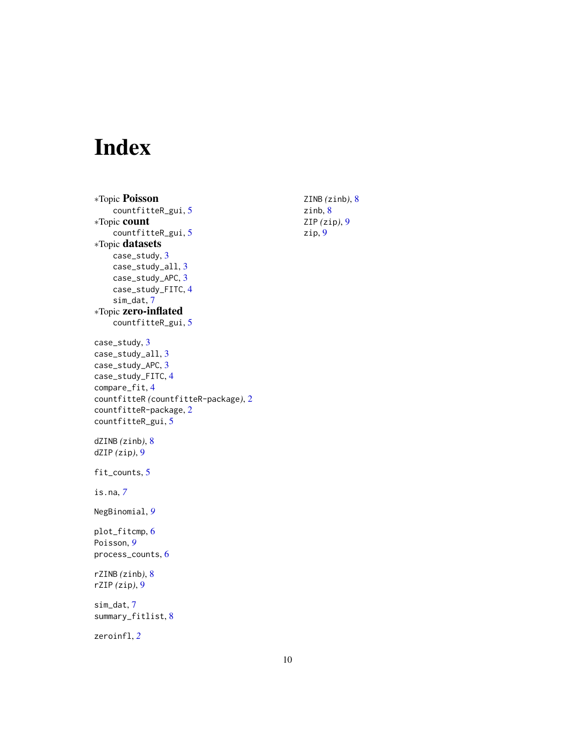# Index

∗Topic **Poisson**
- countfitteR_gui, 5

∗Topic **count**
- countfitteR_gui, 5

∗Topic **datasets**
- case_study, 3
- case_study_all, 3
- case_study_APC, 3
- case_study_FITC, 4
- sim_dat, 7

∗Topic **zero-inflated**
- countfitteR_gui, 5

case_study, 3
case_study_all, 3
case_study_APC, 3
case_study_FITC, 4
compare_fit, 4
countfitteR *(*countfitteR-package*)*, 2
countfitteR-package, 2
countfitteR_gui, 5

dZINB *(*zinb*)*, 8
dZIP *(*zip*)*, 9

fit_counts, 5

is.na, *7*

NegBinomial, *9*

plot_fitcmp, 6
Poisson, *9*
process_counts, 6

rZINB *(*zinb*)*, 8
rZIP *(*zip*)*, 9

sim_dat, 7
summary_fitlist, 8

zeroinfl, *2*
ZINB *(*zinb*)*, 8
zinb, 8
ZIP *(*zip*)*, 9
zip, 9